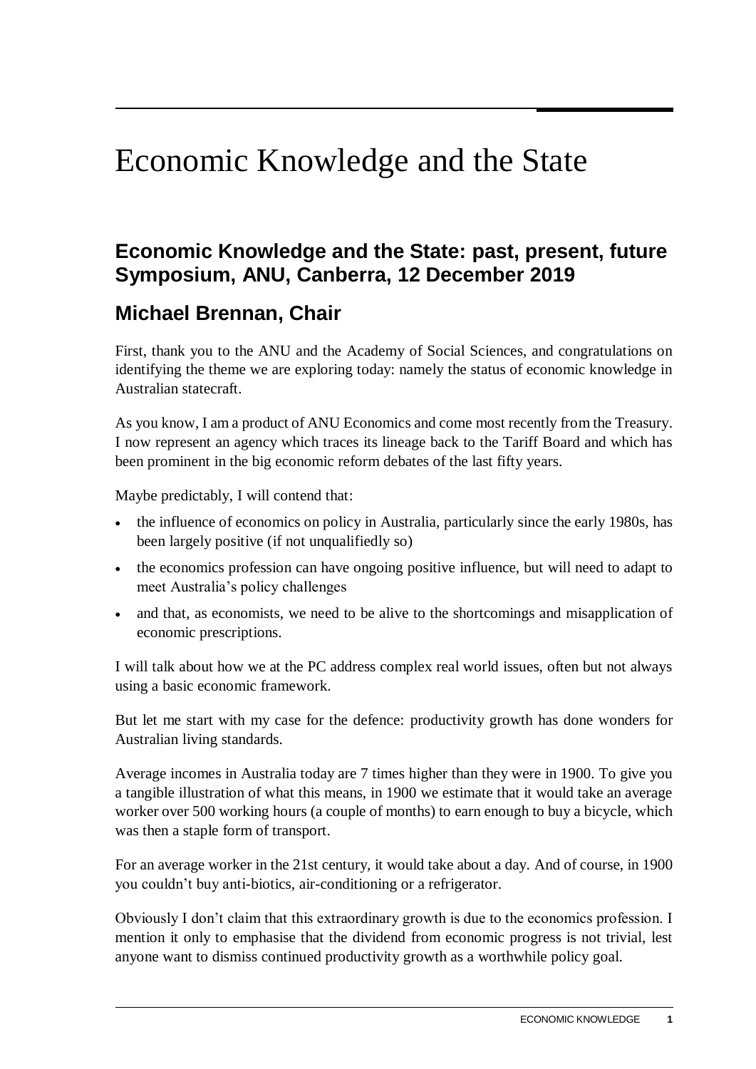# Economic Knowledge and the State

## Economic Knowledge and the State: past, present, future Symposium, ANU, Canberra, 12 December 2019

## Michael Brennan, Chair

First, thank you to the ANU and the Academy of Social Sciences, and congratulations on identifying the theme we are exploring today: namely the status of economic knowledge in Australian statecraft.

As you know, I am a product of ANU Economics and come most recently from the Treasury. I now represent an agency which traces its lineage back to the Tariff Board and which has been prominent in the big economic reform debates of the last fifty years.

Maybe predictably, I will contend that:

- the influence of economics on policy in Australia, particularly since the early 1980s, has been largely positive (if not unqualifiedly so)
- the economics profession can have ongoing positive influence, but will need to adapt to meet Australia's policy challenges
- and that, as economists, we need to be alive to the shortcomings and misapplication of economic prescriptions.

I will talk about how we at the PC address complex real world issues, often but not always using a basic economic framework.

But let me start with my case for the defence: productivity growth has done wonders for Australian living standards.

Average incomes in Australia today are 7 times higher than they were in 1900. To give you a tangible illustration of what this means, in 1900 we estimate that it would take an average worker over 500 working hours (a couple of months) to earn enough to buy a bicycle, which was then a staple form of transport.

For an average worker in the 21st century, it would take about a day. And of course, in 1900 you couldn't buy anti-biotics, air-conditioning or a refrigerator.

Obviously I don't claim that this extraordinary growth is due to the economics profession. I mention it only to emphasise that the dividend from economic progress is not trivial, lest anyone want to dismiss continued productivity growth as a worthwhile policy goal.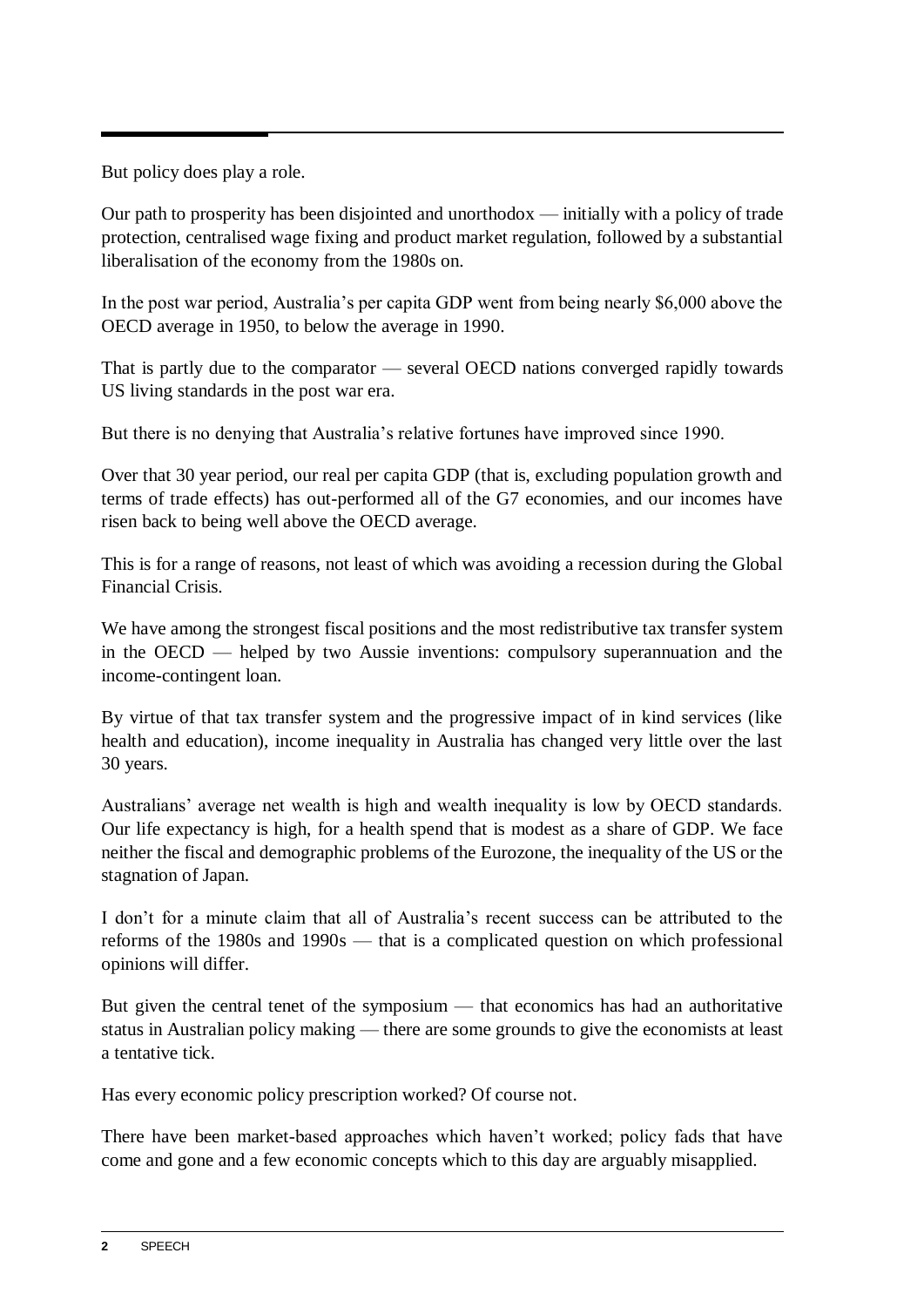But policy does play a role.

Our path to prosperity has been disjointed and unorthodox — initially with a policy of trade protection, centralised wage fixing and product market regulation, followed by a substantial liberalisation of the economy from the 1980s on.

In the post war period, Australia's per capita GDP went from being nearly $6,000 above the OECD average in 1950, to below the average in 1990.

That is partly due to the comparator — several OECD nations converged rapidly towards US living standards in the post war era.

But there is no denying that Australia's relative fortunes have improved since 1990.

Over that 30 year period, our real per capita GDP (that is, excluding population growth and terms of trade effects) has out-performed all of the G7 economies, and our incomes have risen back to being well above the OECD average.

This is for a range of reasons, not least of which was avoiding a recession during the Global Financial Crisis.

We have among the strongest fiscal positions and the most redistributive tax transfer system in the OECD — helped by two Aussie inventions: compulsory superannuation and the income-contingent loan.

By virtue of that tax transfer system and the progressive impact of in kind services (like health and education), income inequality in Australia has changed very little over the last 30 years.

Australians' average net wealth is high and wealth inequality is low by OECD standards. Our life expectancy is high, for a health spend that is modest as a share of GDP. We face neither the fiscal and demographic problems of the Eurozone, the inequality of the US or the stagnation of Japan.

I don't for a minute claim that all of Australia's recent success can be attributed to the reforms of the 1980s and 1990s — that is a complicated question on which professional opinions will differ.

But given the central tenet of the symposium — that economics has had an authoritative status in Australian policy making — there are some grounds to give the economists at least a tentative tick.

Has every economic policy prescription worked? Of course not.

There have been market-based approaches which haven't worked; policy fads that have come and gone and a few economic concepts which to this day are arguably misapplied.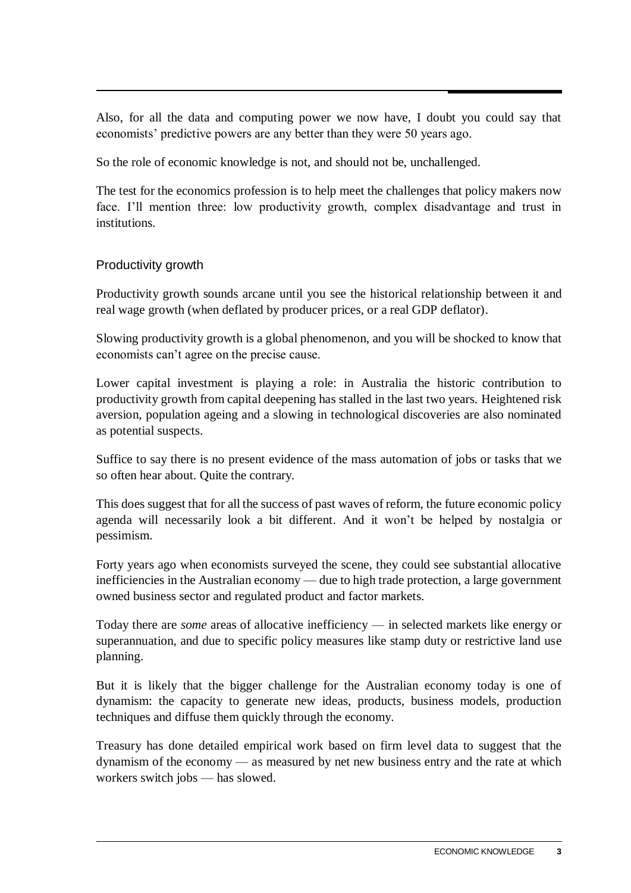Also, for all the data and computing power we now have, I doubt you could say that economists' predictive powers are any better than they were 50 years ago.

So the role of economic knowledge is not, and should not be, unchallenged.

The test for the economics profession is to help meet the challenges that policy makers now face. I'll mention three: low productivity growth, complex disadvantage and trust in institutions.

## Productivity growth

Productivity growth sounds arcane until you see the historical relationship between it and real wage growth (when deflated by producer prices, or a real GDP deflator).

Slowing productivity growth is a global phenomenon, and you will be shocked to know that economists can't agree on the precise cause.

Lower capital investment is playing a role: in Australia the historic contribution to productivity growth from capital deepening has stalled in the last two years. Heightened risk aversion, population ageing and a slowing in technological discoveries are also nominated as potential suspects.

Suffice to say there is no present evidence of the mass automation of jobs or tasks that we so often hear about. Quite the contrary.

This does suggest that for all the success of past waves of reform, the future economic policy agenda will necessarily look a bit different. And it won't be helped by nostalgia or pessimism.

Forty years ago when economists surveyed the scene, they could see substantial allocative inefficiencies in the Australian economy — due to high trade protection, a large government owned business sector and regulated product and factor markets.

Today there are *some* areas of allocative inefficiency — in selected markets like energy or superannuation, and due to specific policy measures like stamp duty or restrictive land use planning.

But it is likely that the bigger challenge for the Australian economy today is one of dynamism: the capacity to generate new ideas, products, business models, production techniques and diffuse them quickly through the economy.

Treasury has done detailed empirical work based on firm level data to suggest that the dynamism of the economy — as measured by net new business entry and the rate at which workers switch jobs — has slowed.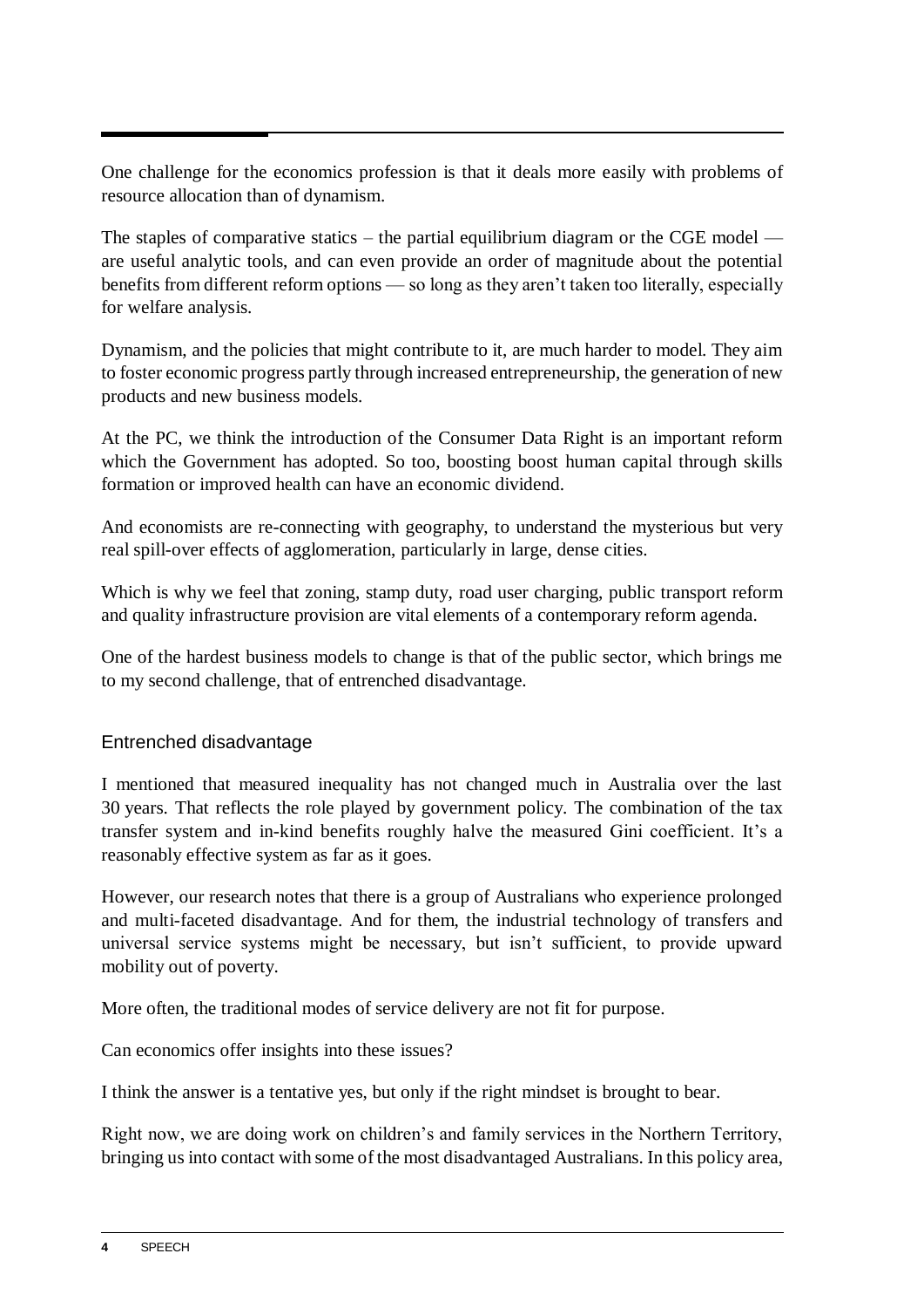One challenge for the economics profession is that it deals more easily with problems of resource allocation than of dynamism.

The staples of comparative statics – the partial equilibrium diagram or the CGE model — are useful analytic tools, and can even provide an order of magnitude about the potential benefits from different reform options — so long as they aren't taken too literally, especially for welfare analysis.

Dynamism, and the policies that might contribute to it, are much harder to model. They aim to foster economic progress partly through increased entrepreneurship, the generation of new products and new business models.

At the PC, we think the introduction of the Consumer Data Right is an important reform which the Government has adopted. So too, boosting boost human capital through skills formation or improved health can have an economic dividend.

And economists are re-connecting with geography, to understand the mysterious but very real spill-over effects of agglomeration, particularly in large, dense cities.

Which is why we feel that zoning, stamp duty, road user charging, public transport reform and quality infrastructure provision are vital elements of a contemporary reform agenda.

One of the hardest business models to change is that of the public sector, which brings me to my second challenge, that of entrenched disadvantage.

## Entrenched disadvantage

I mentioned that measured inequality has not changed much in Australia over the last 30 years. That reflects the role played by government policy. The combination of the tax transfer system and in-kind benefits roughly halve the measured Gini coefficient. It's a reasonably effective system as far as it goes.

However, our research notes that there is a group of Australians who experience prolonged and multi-faceted disadvantage. And for them, the industrial technology of transfers and universal service systems might be necessary, but isn't sufficient, to provide upward mobility out of poverty.

More often, the traditional modes of service delivery are not fit for purpose.

Can economics offer insights into these issues?

I think the answer is a tentative yes, but only if the right mindset is brought to bear.

Right now, we are doing work on children's and family services in the Northern Territory, bringing us into contact with some of the most disadvantaged Australians. In this policy area,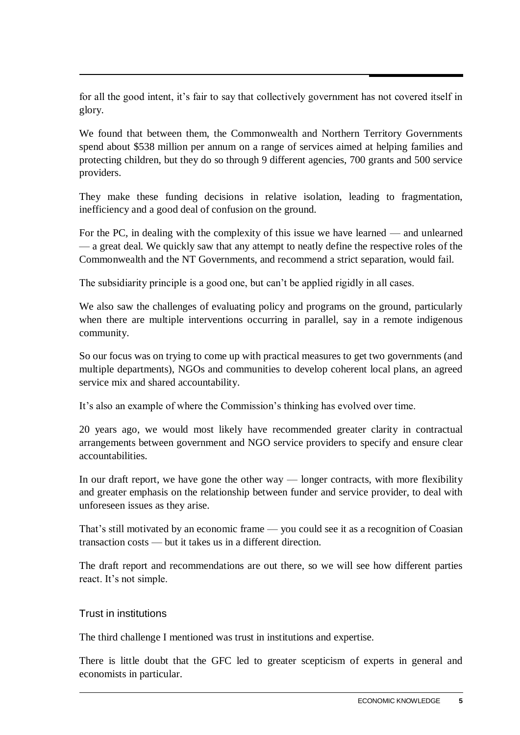for all the good intent, it's fair to say that collectively government has not covered itself in glory.

We found that between them, the Commonwealth and Northern Territory Governments spend about $538 million per annum on a range of services aimed at helping families and protecting children, but they do so through 9 different agencies, 700 grants and 500 service providers.

They make these funding decisions in relative isolation, leading to fragmentation, inefficiency and a good deal of confusion on the ground.

For the PC, in dealing with the complexity of this issue we have learned — and unlearned — a great deal. We quickly saw that any attempt to neatly define the respective roles of the Commonwealth and the NT Governments, and recommend a strict separation, would fail.

The subsidiarity principle is a good one, but can't be applied rigidly in all cases.

We also saw the challenges of evaluating policy and programs on the ground, particularly when there are multiple interventions occurring in parallel, say in a remote indigenous community.

So our focus was on trying to come up with practical measures to get two governments (and multiple departments), NGOs and communities to develop coherent local plans, an agreed service mix and shared accountability.

It's also an example of where the Commission's thinking has evolved over time.

20 years ago, we would most likely have recommended greater clarity in contractual arrangements between government and NGO service providers to specify and ensure clear accountabilities.

In our draft report, we have gone the other way — longer contracts, with more flexibility and greater emphasis on the relationship between funder and service provider, to deal with unforeseen issues as they arise.

That's still motivated by an economic frame — you could see it as a recognition of Coasian transaction costs — but it takes us in a different direction.

The draft report and recommendations are out there, so we will see how different parties react. It's not simple.

### Trust in institutions

The third challenge I mentioned was trust in institutions and expertise.

There is little doubt that the GFC led to greater scepticism of experts in general and economists in particular.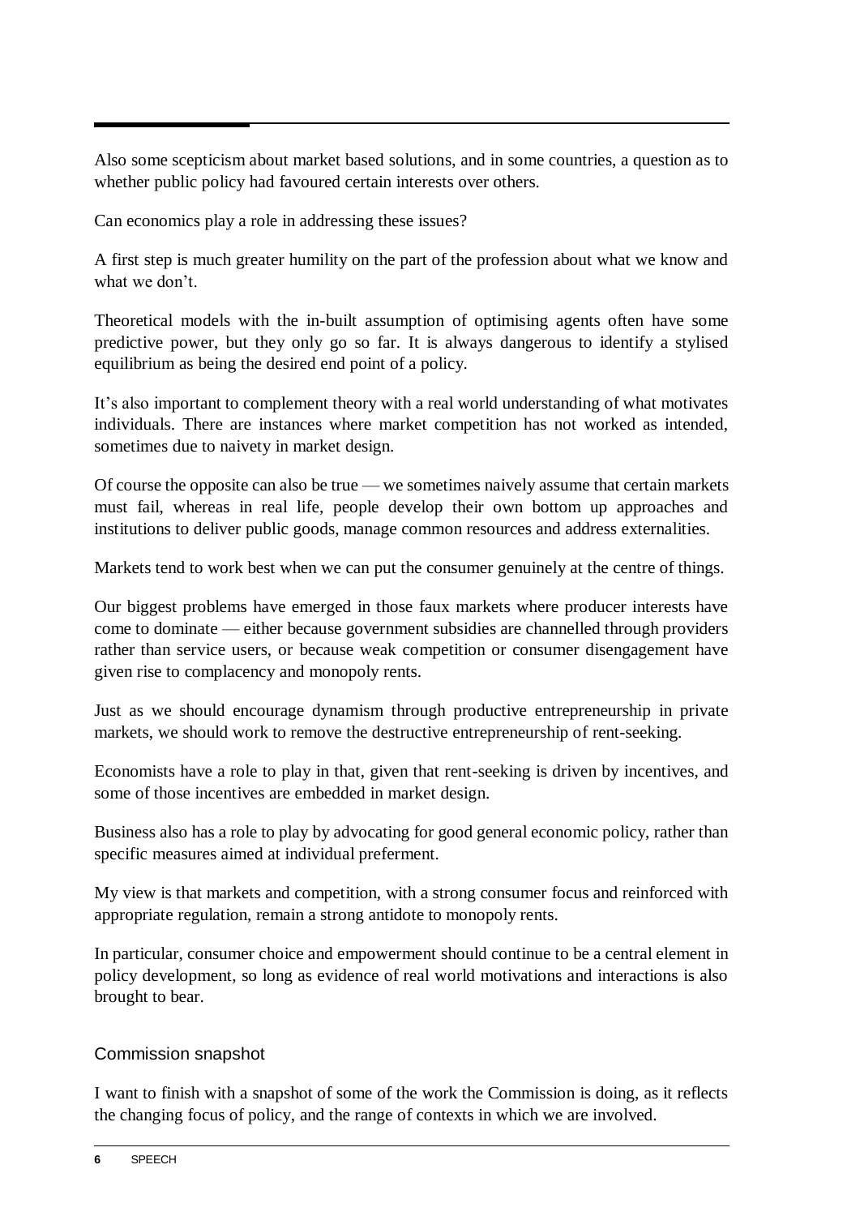Also some scepticism about market based solutions, and in some countries, a question as to whether public policy had favoured certain interests over others.

Can economics play a role in addressing these issues?

A first step is much greater humility on the part of the profession about what we know and what we don't.

Theoretical models with the in-built assumption of optimising agents often have some predictive power, but they only go so far. It is always dangerous to identify a stylised equilibrium as being the desired end point of a policy.

It's also important to complement theory with a real world understanding of what motivates individuals. There are instances where market competition has not worked as intended, sometimes due to naivety in market design.

Of course the opposite can also be true — we sometimes naively assume that certain markets must fail, whereas in real life, people develop their own bottom up approaches and institutions to deliver public goods, manage common resources and address externalities.

Markets tend to work best when we can put the consumer genuinely at the centre of things.

Our biggest problems have emerged in those faux markets where producer interests have come to dominate — either because government subsidies are channelled through providers rather than service users, or because weak competition or consumer disengagement have given rise to complacency and monopoly rents.

Just as we should encourage dynamism through productive entrepreneurship in private markets, we should work to remove the destructive entrepreneurship of rent-seeking.

Economists have a role to play in that, given that rent-seeking is driven by incentives, and some of those incentives are embedded in market design.

Business also has a role to play by advocating for good general economic policy, rather than specific measures aimed at individual preferment.

My view is that markets and competition, with a strong consumer focus and reinforced with appropriate regulation, remain a strong antidote to monopoly rents.

In particular, consumer choice and empowerment should continue to be a central element in policy development, so long as evidence of real world motivations and interactions is also brought to bear.

## Commission snapshot

I want to finish with a snapshot of some of the work the Commission is doing, as it reflects the changing focus of policy, and the range of contexts in which we are involved.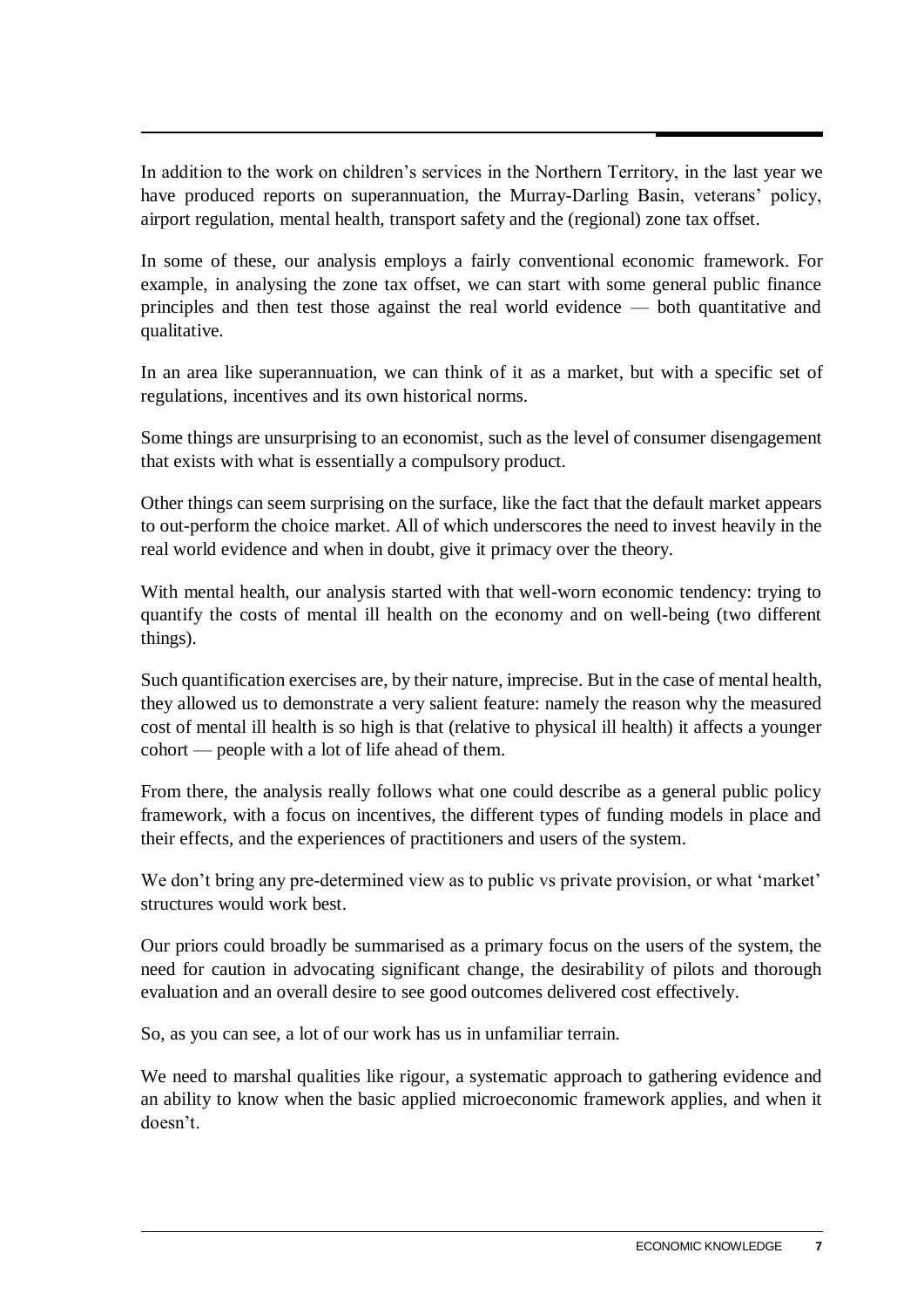In addition to the work on children's services in the Northern Territory, in the last year we have produced reports on superannuation, the Murray-Darling Basin, veterans' policy, airport regulation, mental health, transport safety and the (regional) zone tax offset.

In some of these, our analysis employs a fairly conventional economic framework. For example, in analysing the zone tax offset, we can start with some general public finance principles and then test those against the real world evidence — both quantitative and qualitative.

In an area like superannuation, we can think of it as a market, but with a specific set of regulations, incentives and its own historical norms.

Some things are unsurprising to an economist, such as the level of consumer disengagement that exists with what is essentially a compulsory product.

Other things can seem surprising on the surface, like the fact that the default market appears to out-perform the choice market. All of which underscores the need to invest heavily in the real world evidence and when in doubt, give it primacy over the theory.

With mental health, our analysis started with that well-worn economic tendency: trying to quantify the costs of mental ill health on the economy and on well-being (two different things).

Such quantification exercises are, by their nature, imprecise. But in the case of mental health, they allowed us to demonstrate a very salient feature: namely the reason why the measured cost of mental ill health is so high is that (relative to physical ill health) it affects a younger cohort — people with a lot of life ahead of them.

From there, the analysis really follows what one could describe as a general public policy framework, with a focus on incentives, the different types of funding models in place and their effects, and the experiences of practitioners and users of the system.

We don't bring any pre-determined view as to public vs private provision, or what 'market' structures would work best.

Our priors could broadly be summarised as a primary focus on the users of the system, the need for caution in advocating significant change, the desirability of pilots and thorough evaluation and an overall desire to see good outcomes delivered cost effectively.

So, as you can see, a lot of our work has us in unfamiliar terrain.

We need to marshal qualities like rigour, a systematic approach to gathering evidence and an ability to know when the basic applied microeconomic framework applies, and when it doesn't.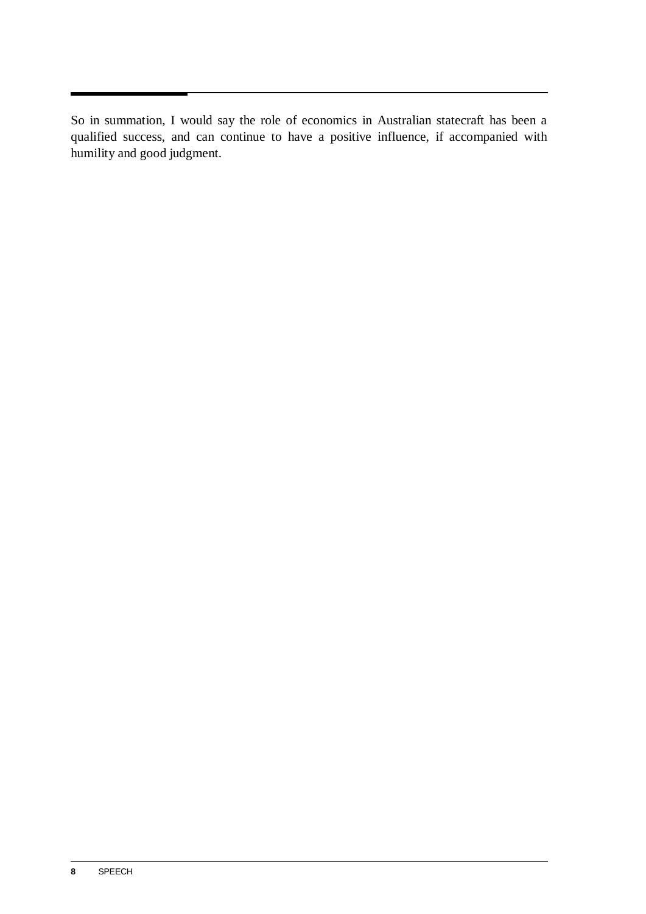So in summation, I would say the role of economics in Australian statecraft has been a qualified success, and can continue to have a positive influence, if accompanied with humility and good judgment.